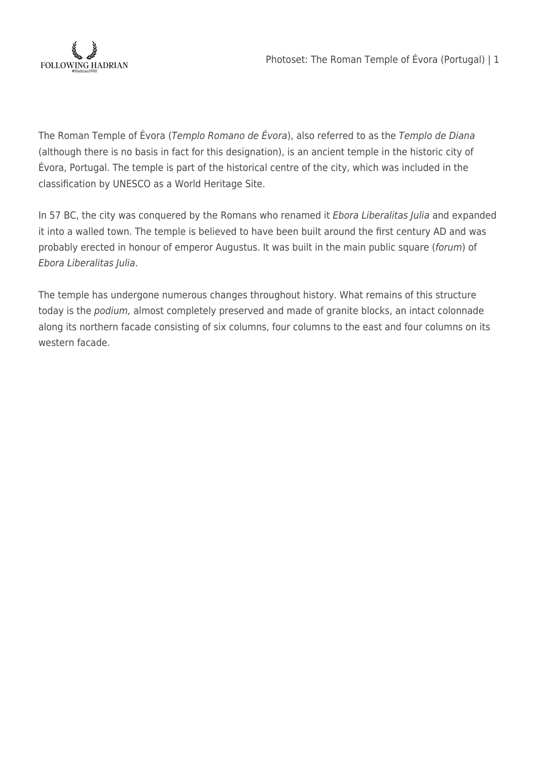The Roman Temple of Évora (*Templo Romano de Évora*), also referred to as the *Templo de Diana* (although there is no basis in fact for this designation), is an ancient temple in the historic city of Évora, Portugal. The temple is part of the historical centre of the city, which was included in the classification by UNESCO as a World Heritage Site.

In 57 BC, the city was conquered by the Romans who renamed it *Ebora Liberalitas Julia* and expanded it into a walled town. The temple is believed to have been built around the first century AD and was probably erected in honour of emperor Augustus. It was built in the main public square (*forum*) of *Ebora Liberalitas Julia*.

The temple has undergone numerous changes throughout history. What remains of this structure today is the *podium,* almost completely preserved and made of granite blocks, an intact colonnade along its northern facade consisting of six columns, four columns to the east and four columns on its western facade.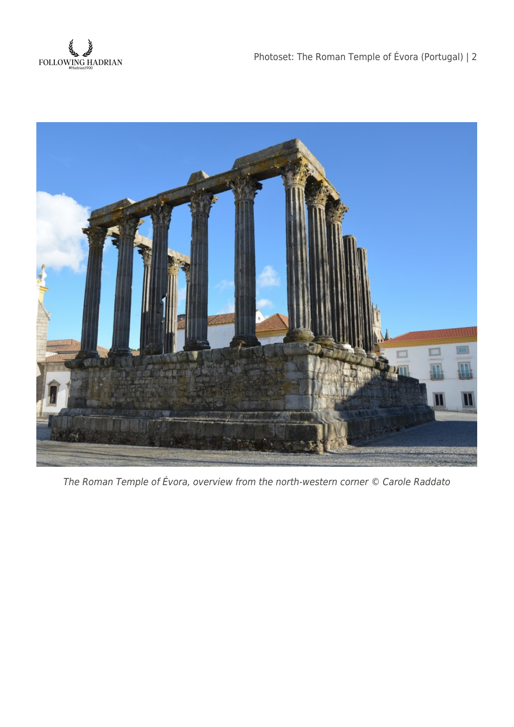*The Roman Temple of Évora, overview from the north-western corner © Carole Raddato*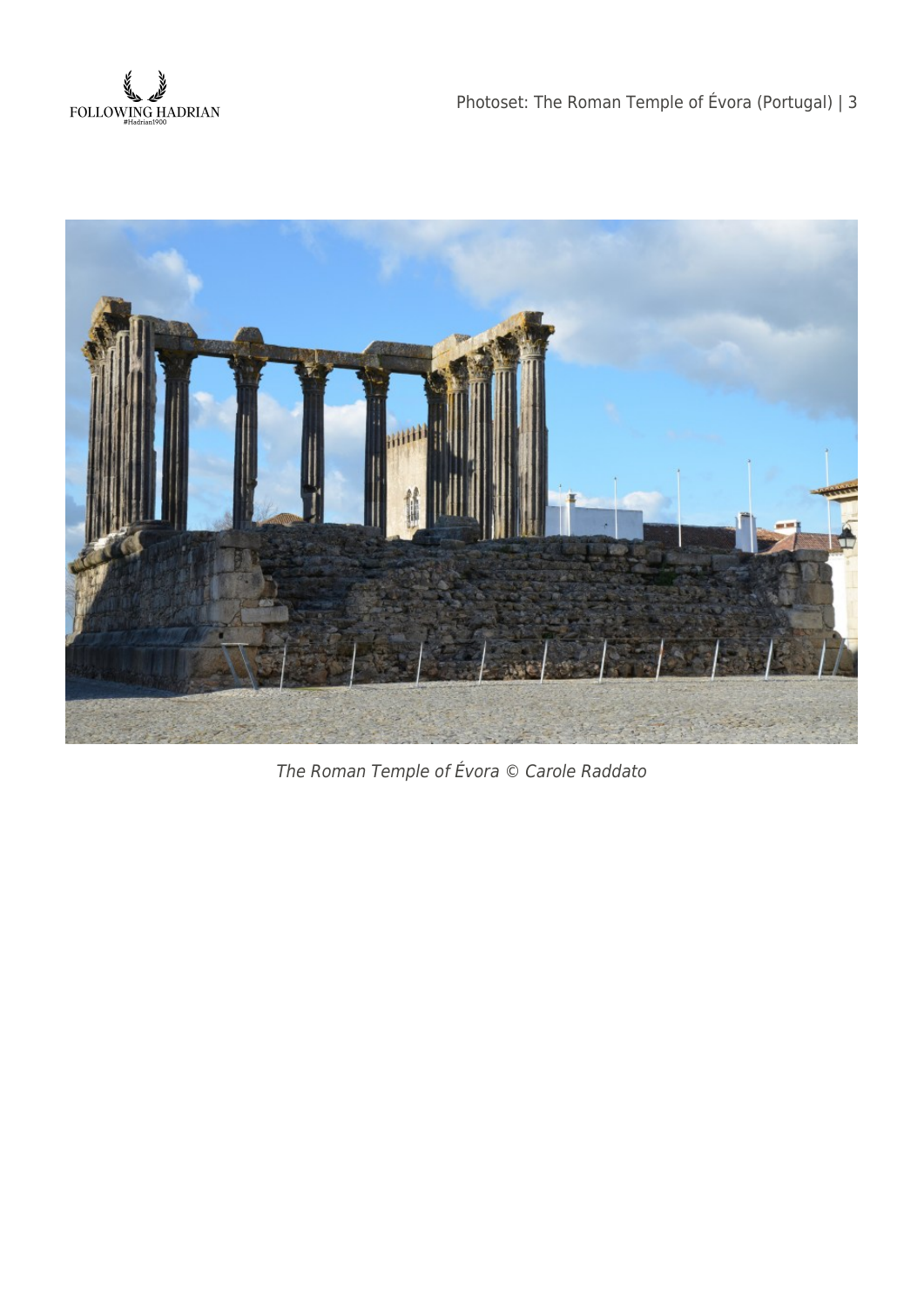*The Roman Temple of Évora © Carole Raddato*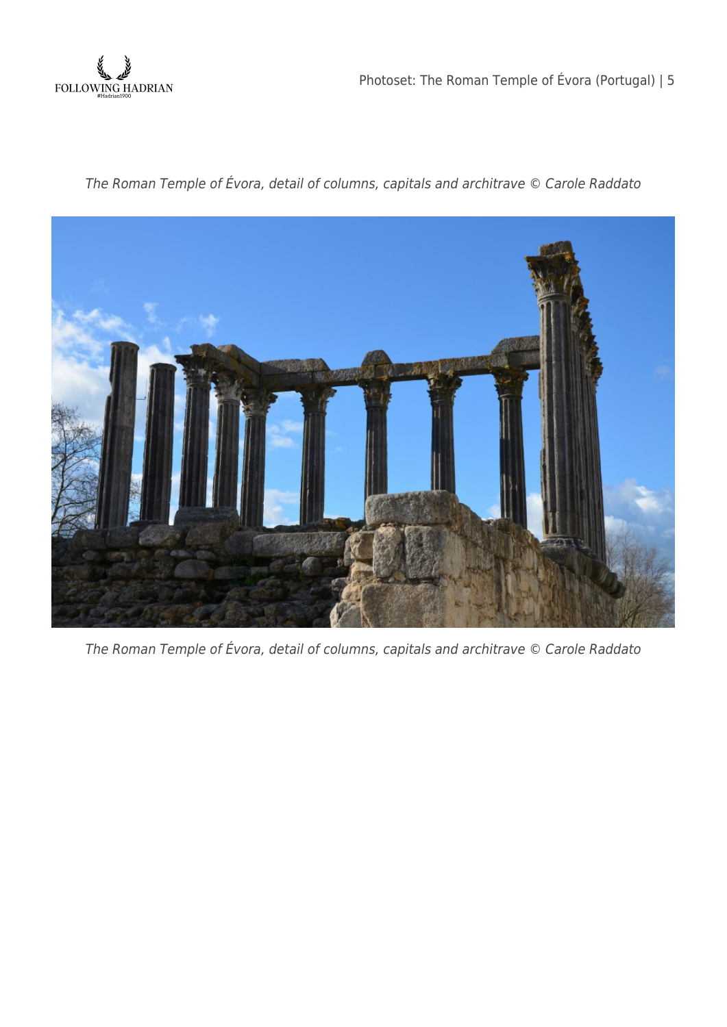*The Roman Temple of Évora, detail of columns, capitals and architrave © Carole Raddato*

*The Roman Temple of Évora, detail of columns, capitals and architrave © Carole Raddato*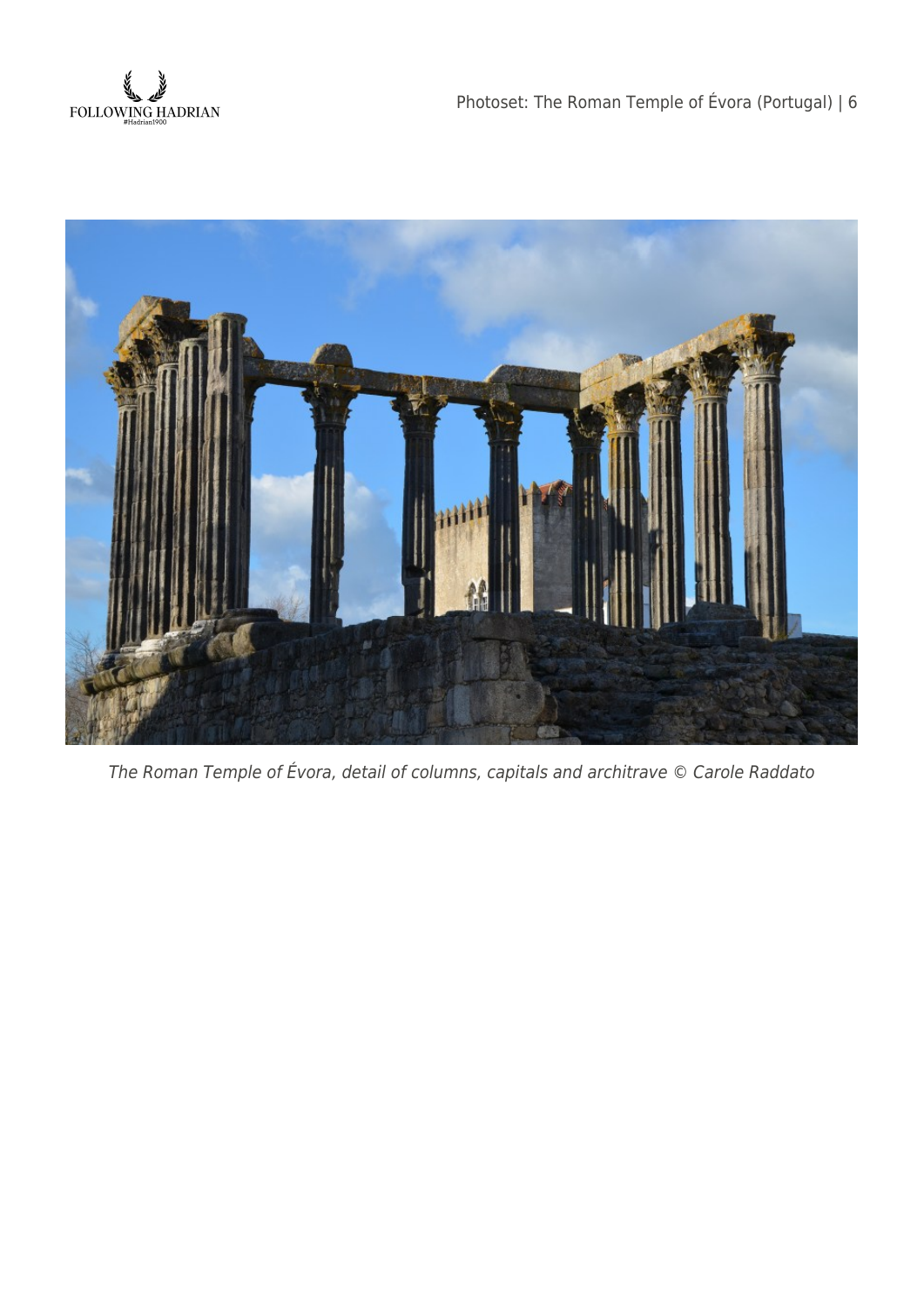*The Roman Temple of Évora, detail of columns, capitals and architrave © Carole Raddato*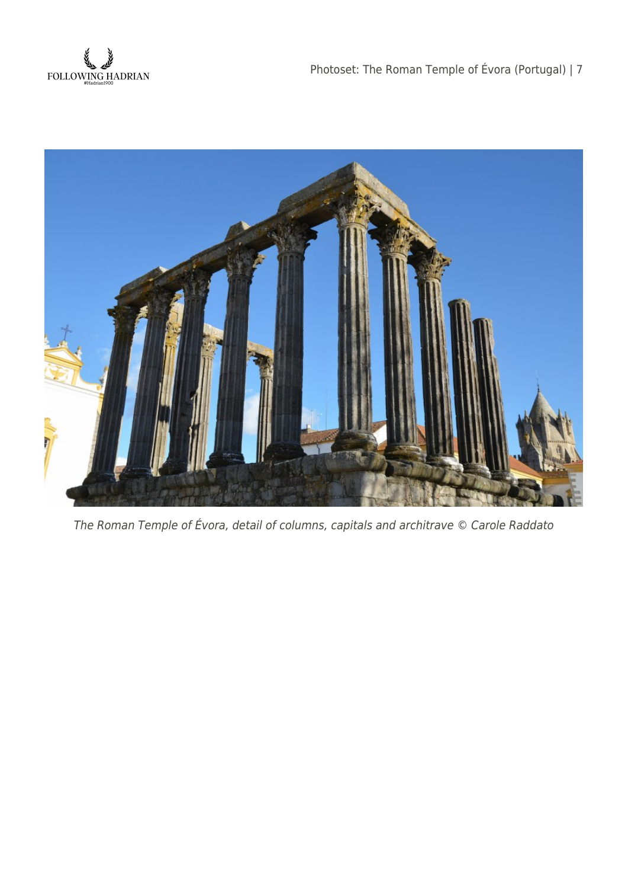*The Roman Temple of Évora, detail of columns, capitals and architrave © Carole Raddato*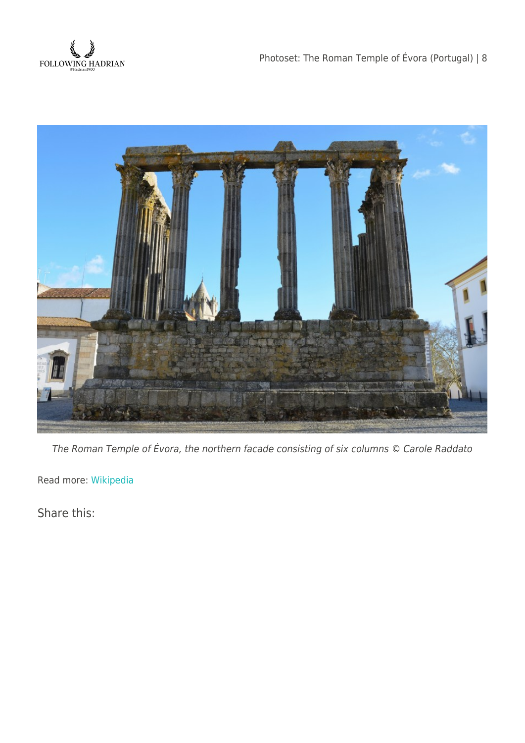*The Roman Temple of Évora, the northern facade consisting of six columns © Carole Raddato*

Read more: Wikipedia

Share this: